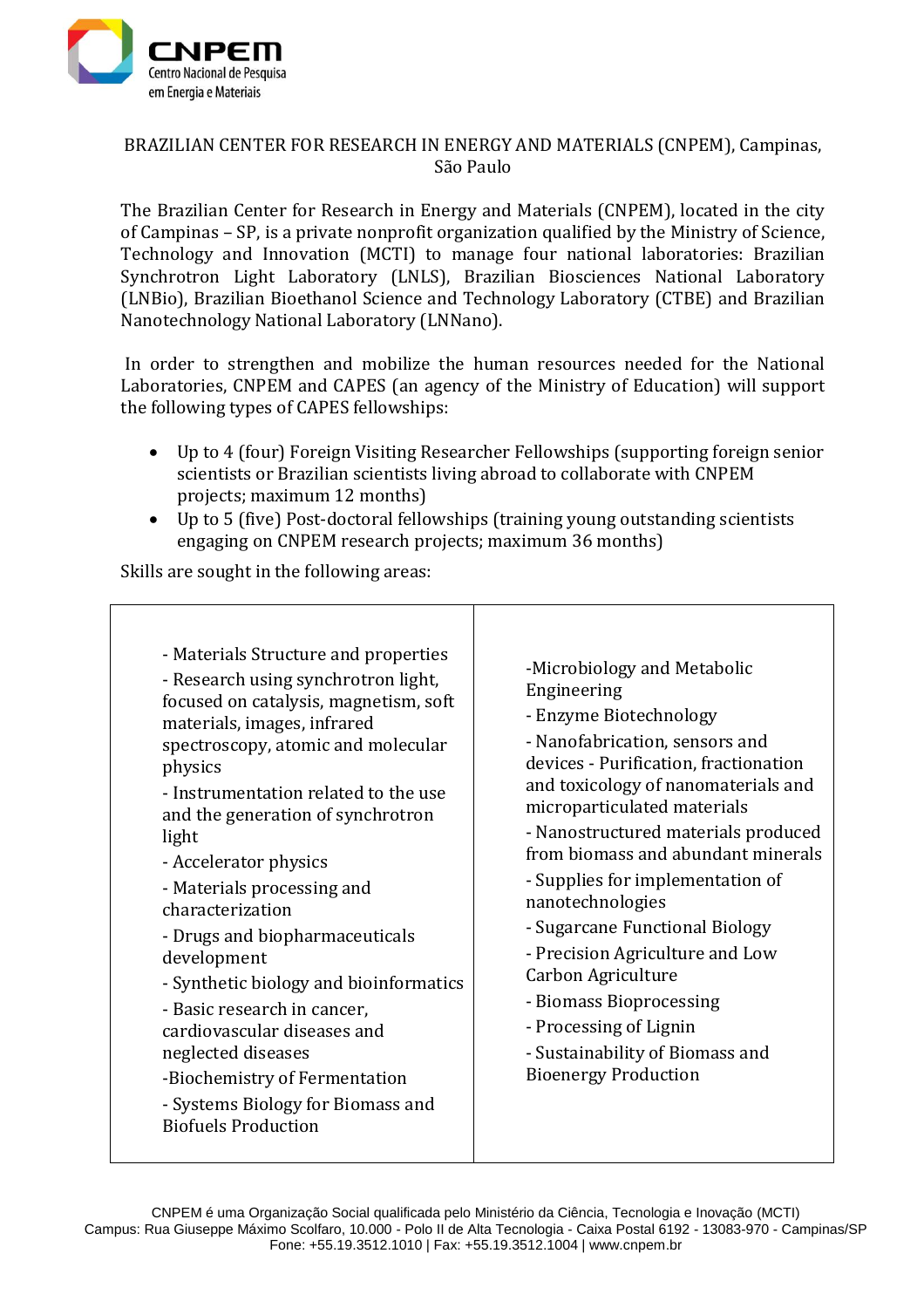BRAZILIAN CENTER FOR RESEARCH IN ENERGY AND MATERIALS (CNPEM), Campinas, São Paulo

The Brazilian Center for Research in Energy and Materials (CNPEM), located in the city of Campinas – SP, is a private nonprofit organization qualified by the Ministry of Science, Technology and Innovation (MCTI) to manage four national laboratories: Brazilian Synchrotron Light Laboratory (LNLS), Brazilian Biosciences National Laboratory (LNBio), Brazilian Bioethanol Science and Technology Laboratory (CTBE) and Brazilian Nanotechnology National Laboratory (LNNano).

In order to strengthen and mobilize the human resources needed for the National Laboratories, CNPEM and CAPES (an agency of the Ministry of Education) will support the following types of CAPES fellowships:

- Up to 4 (four) Foreign Visiting Researcher Fellowships (supporting foreign senior scientists or Brazilian scientists living abroad to collaborate with CNPEM projects; maximum 12 months)
- Up to 5 (five) Post-doctoral fellowships (training young outstanding scientists engaging on CNPEM research projects; maximum 36 months)

Skills are sought in the following areas:

| | |
|---|---|
| - Materials Structure and properties<br>- Research using synchrotron light, focused on catalysis, magnetism, soft materials, images, infrared spectroscopy, atomic and molecular physics<br>- Instrumentation related to the use and the generation of synchrotron light<br>- Accelerator physics<br>- Materials processing and characterization<br>- Drugs and biopharmaceuticals development<br>- Synthetic biology and bioinformatics<br>- Basic research in cancer, cardiovascular diseases and neglected diseases<br>-Biochemistry of Fermentation<br>- Systems Biology for Biomass and Biofuels Production | -Microbiology and Metabolic Engineering<br>- Enzyme Biotechnology<br>- Nanofabrication, sensors and devices - Purification, fractionation and toxicology of nanomaterials and microparticulated materials<br>- Nanostructured materials produced from biomass and abundant minerals<br>- Supplies for implementation of nanotechnologies<br>- Sugarcane Functional Biology<br>- Precision Agriculture and Low Carbon Agriculture<br>- Biomass Bioprocessing<br>- Processing of Lignin<br>- Sustainability of Biomass and Bioenergy Production |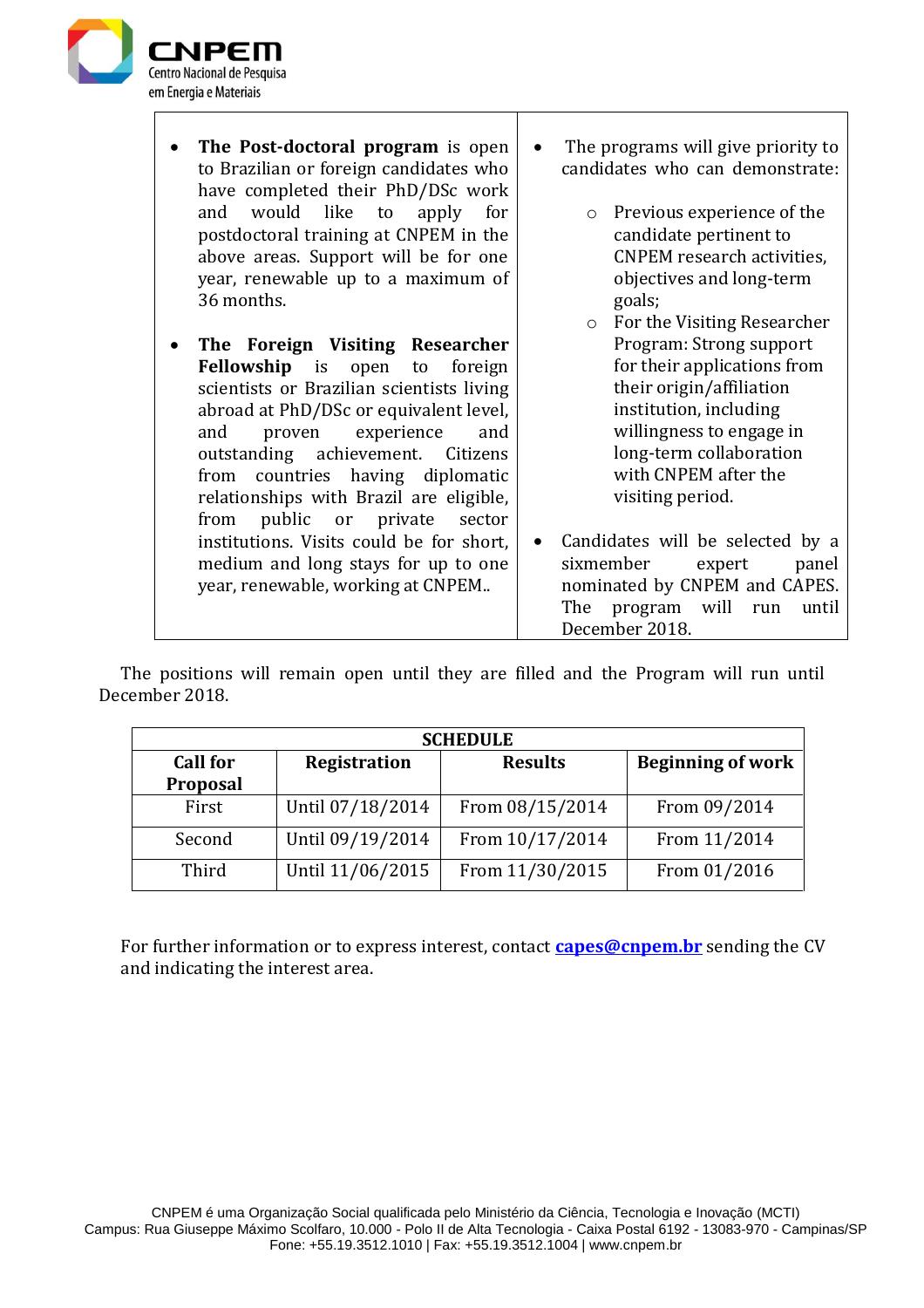- **The Post-doctoral program** is open to Brazilian or foreign candidates who have completed their PhD/DSc work and would like to apply for postdoctoral training at CNPEM in the above areas. Support will be for one year, renewable up to a maximum of 36 months.

- **The Foreign Visiting Researcher Fellowship** is open to foreign scientists or Brazilian scientists living abroad at PhD/DSc or equivalent level, and proven experience and outstanding achievement. Citizens from countries having diplomatic relationships with Brazil are eligible, from public or private sector institutions. Visits could be for short, medium and long stays for up to one year, renewable, working at CNPEM..

- The programs will give priority to candidates who can demonstrate:
  - Previous experience of the candidate pertinent to CNPEM research activities, objectives and long-term goals;
  - For the Visiting Researcher Program: Strong support for their applications from their origin/affiliation institution, including willingness to engage in long-term collaboration with CNPEM after the visiting period.

- Candidates will be selected by a sixmember expert panel nominated by CNPEM and CAPES. The program will run until December 2018.

The positions will remain open until they are filled and the Program will run until December 2018.

| SCHEDULE | | | |
|---|---|---|---|
| **Call for Proposal** | **Registration** | **Results** | **Beginning of work** |
| First | Until 07/18/2014 | From 08/15/2014 | From 09/2014 |
| Second | Until 09/19/2014 | From 10/17/2014 | From 11/2014 |
| Third | Until 11/06/2015 | From 11/30/2015 | From 01/2016 |

For further information or to express interest, contact **capes@cnpem.br** sending the CV and indicating the interest area.